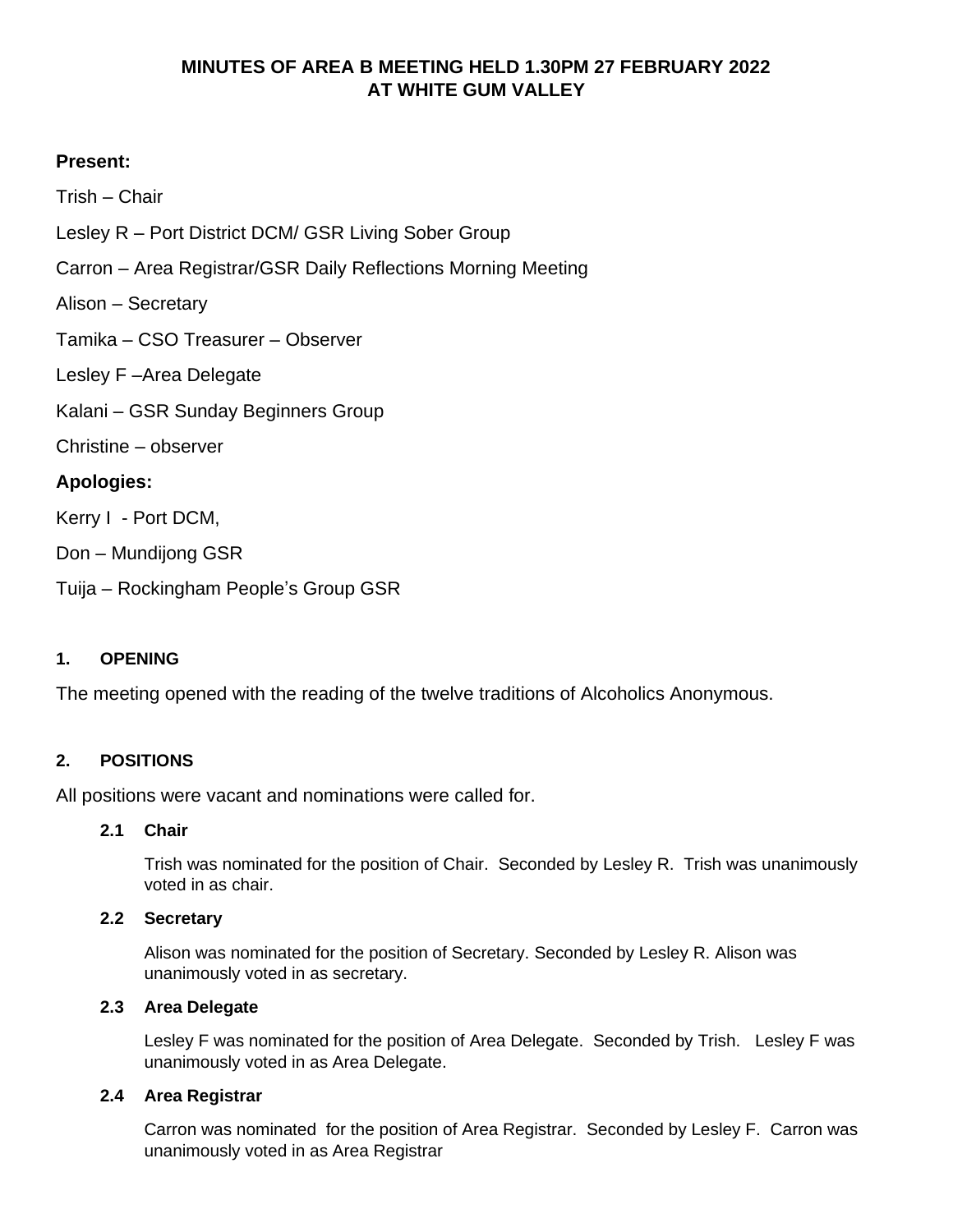# MINUTES OF AREA B MEETING HELD 1.30PM 27 FEBRUARY 2022 AT WHITE GUM VALLEY

**Present:**

Trish – Chair

Lesley R – Port District DCM/ GSR Living Sober Group

Carron – Area Registrar/GSR Daily Reflections Morning Meeting

Alison – Secretary

Tamika – CSO Treasurer – Observer

Lesley F –Area Delegate

Kalani – GSR Sunday Beginners Group

Christine – observer

**Apologies:**

Kerry I - Port DCM,

Don – Mundijong GSR

Tuija – Rockingham People's Group GSR

## 1. OPENING

The meeting opened with the reading of the twelve traditions of Alcoholics Anonymous.

## 2. POSITIONS

All positions were vacant and nominations were called for.

### 2.1 Chair

Trish was nominated for the position of Chair. Seconded by Lesley R. Trish was unanimously voted in as chair.

### 2.2 Secretary

Alison was nominated for the position of Secretary. Seconded by Lesley R. Alison was unanimously voted in as secretary.

### 2.3 Area Delegate

Lesley F was nominated for the position of Area Delegate. Seconded by Trish. Lesley F was unanimously voted in as Area Delegate.

### 2.4 Area Registrar

Carron was nominated for the position of Area Registrar. Seconded by Lesley F. Carron was unanimously voted in as Area Registrar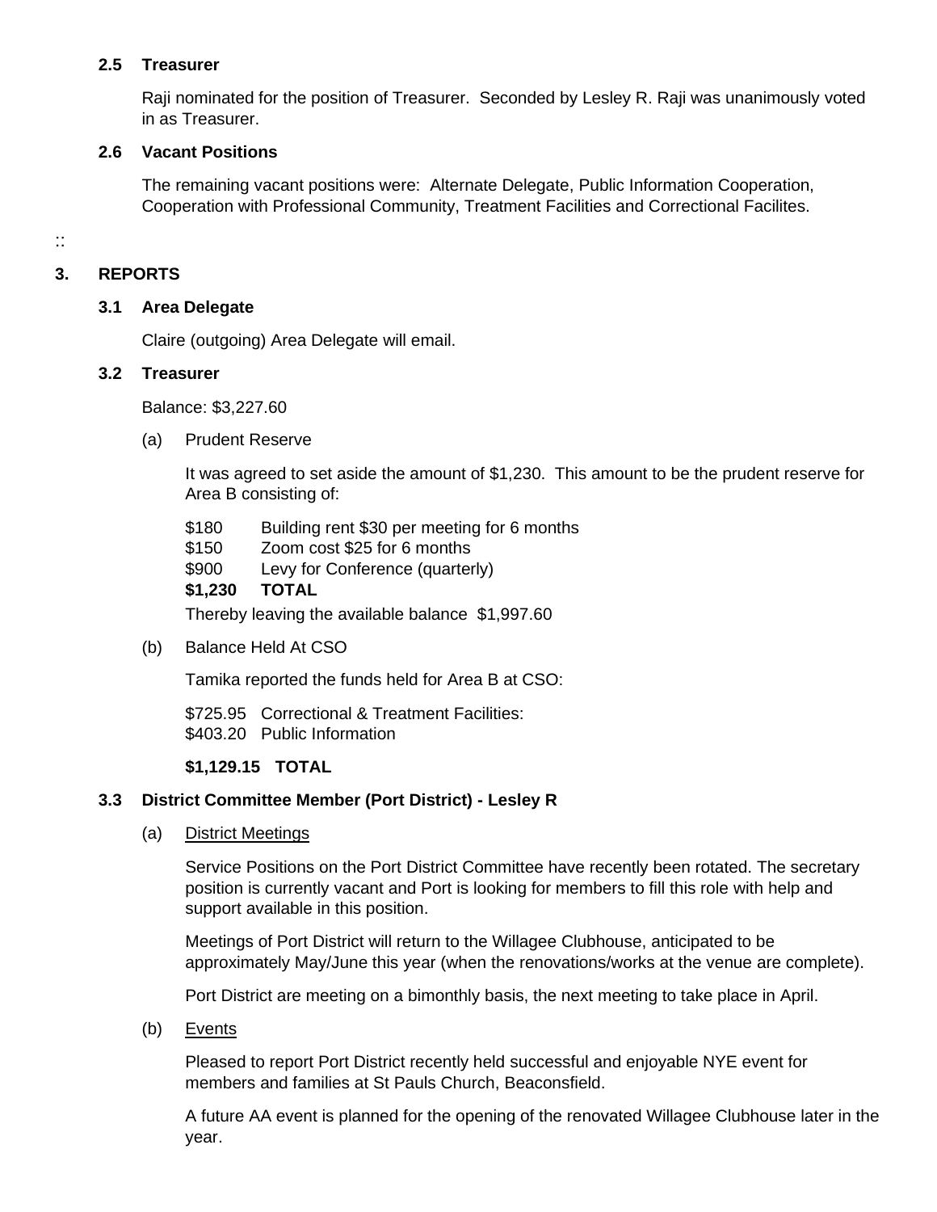### 2.5 Treasurer

Raji nominated for the position of Treasurer. Seconded by Lesley R. Raji was unanimously voted in as Treasurer.

### 2.6 Vacant Positions

The remaining vacant positions were: Alternate Delegate, Public Information Cooperation, Cooperation with Professional Community, Treatment Facilities and Correctional Facilites.

::

## 3. REPORTS

### 3.1 Area Delegate

Claire (outgoing) Area Delegate will email.

### 3.2 Treasurer

Balance: $3,227.60

(a) Prudent Reserve

It was agreed to set aside the amount of $1,230. This amount to be the prudent reserve for Area B consisting of:

| | |
|---|---|
| $180 | Building rent $30 per meeting for 6 months |
| $150 | Zoom cost $25 for 6 months |
| $900 | Levy for Conference (quarterly) |
| **$1,230** | **TOTAL** |

Thereby leaving the available balance $1,997.60

(b) Balance Held At CSO

Tamika reported the funds held for Area B at CSO:

| | |
|---|---|
| $725.95 | Correctional & Treatment Facilities: |
| $403.20 | Public Information |
| **$1,129.15** | **TOTAL** |

### 3.3 District Committee Member (Port District) - Lesley R

(a) District Meetings

Service Positions on the Port District Committee have recently been rotated. The secretary position is currently vacant and Port is looking for members to fill this role with help and support available in this position.

Meetings of Port District will return to the Willagee Clubhouse, anticipated to be approximately May/June this year (when the renovations/works at the venue are complete).

Port District are meeting on a bimonthly basis, the next meeting to take place in April.

(b) Events

Pleased to report Port District recently held successful and enjoyable NYE event for members and families at St Pauls Church, Beaconsfield.

A future AA event is planned for the opening of the renovated Willagee Clubhouse later in the year.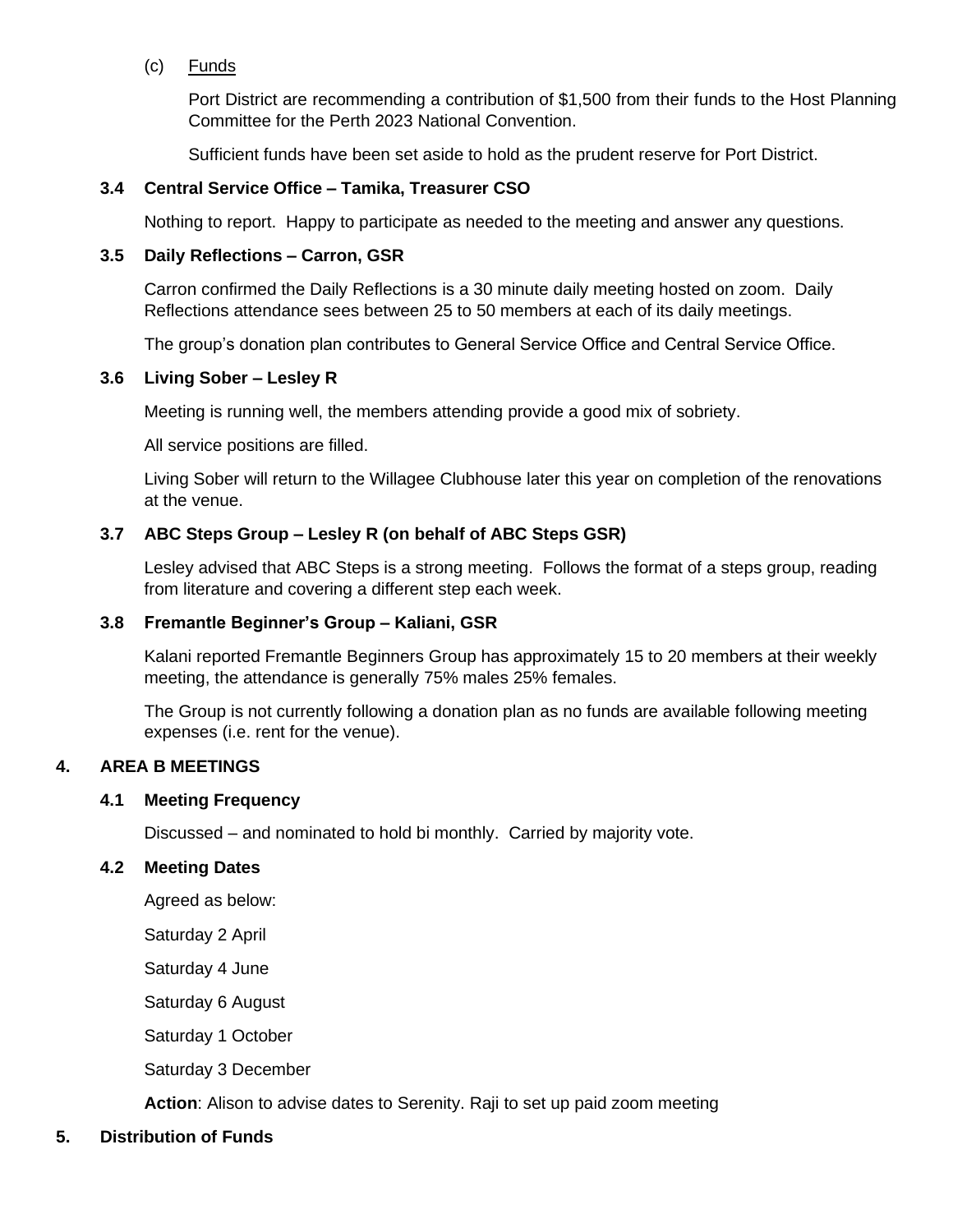(c) Funds

Port District are recommending a contribution of $1,500 from their funds to the Host Planning Committee for the Perth 2023 National Convention.

Sufficient funds have been set aside to hold as the prudent reserve for Port District.

### 3.4 Central Service Office – Tamika, Treasurer CSO

Nothing to report. Happy to participate as needed to the meeting and answer any questions.

### 3.5 Daily Reflections – Carron, GSR

Carron confirmed the Daily Reflections is a 30 minute daily meeting hosted on zoom. Daily Reflections attendance sees between 25 to 50 members at each of its daily meetings.

The group's donation plan contributes to General Service Office and Central Service Office.

### 3.6 Living Sober – Lesley R

Meeting is running well, the members attending provide a good mix of sobriety.

All service positions are filled.

Living Sober will return to the Willagee Clubhouse later this year on completion of the renovations at the venue.

### 3.7 ABC Steps Group – Lesley R (on behalf of ABC Steps GSR)

Lesley advised that ABC Steps is a strong meeting. Follows the format of a steps group, reading from literature and covering a different step each week.

### 3.8 Fremantle Beginner's Group – Kaliani, GSR

Kalani reported Fremantle Beginners Group has approximately 15 to 20 members at their weekly meeting, the attendance is generally 75% males 25% females.

The Group is not currently following a donation plan as no funds are available following meeting expenses (i.e. rent for the venue).

## 4. AREA B MEETINGS

### 4.1 Meeting Frequency

Discussed – and nominated to hold bi monthly. Carried by majority vote.

### 4.2 Meeting Dates

Agreed as below:

Saturday 2 April

Saturday 4 June

Saturday 6 August

Saturday 1 October

Saturday 3 December

**Action**: Alison to advise dates to Serenity. Raji to set up paid zoom meeting

## 5. Distribution of Funds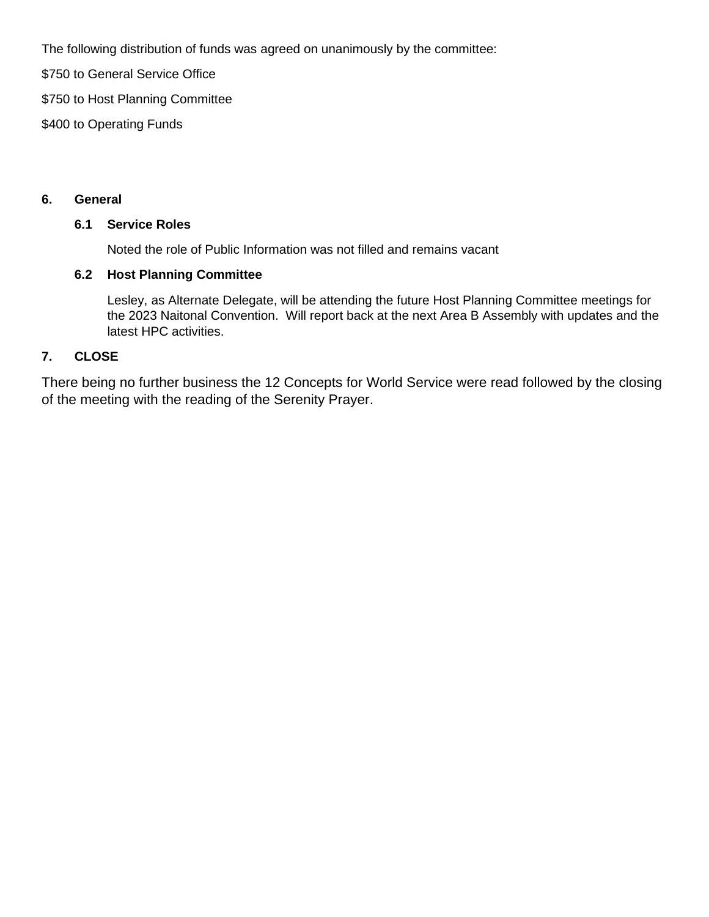The following distribution of funds was agreed on unanimously by the committee:

$750 to General Service Office

$750 to Host Planning Committee

$400 to Operating Funds

## 6. General

### 6.1 Service Roles

Noted the role of Public Information was not filled and remains vacant

### 6.2 Host Planning Committee

Lesley, as Alternate Delegate, will be attending the future Host Planning Committee meetings for the 2023 Naitonal Convention. Will report back at the next Area B Assembly with updates and the latest HPC activities.

## 7. CLOSE

There being no further business the 12 Concepts for World Service were read followed by the closing of the meeting with the reading of the Serenity Prayer.